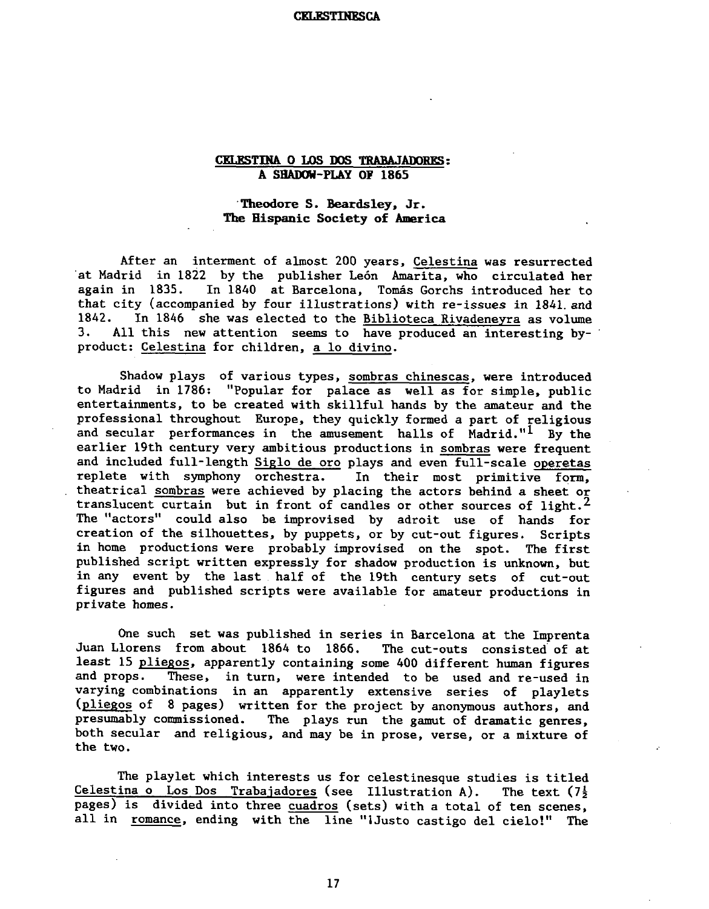# CELESTINA O LOS DOS TRABAJADORES: A SHADOW-PLAY OF 1865

**Theodore S. Beardsley, Jr.**
**The Hispanic Society of America**

After an interment of almost 200 years, *Celestina* was resurrected at Madrid in 1822 by the publisher León Amarita, who circulated her again in 1835. In 1840 at Barcelona, Tomás Gorchs introduced her to that city (accompanied by four illustrations) with re-issues in 1841 and 1842. In 1846 she was elected to the *Biblioteca Rivadeneyra* as volume 3. All this new attention seems to have produced an interesting by-product: *Celestina* for children, *a lo divino*.

Shadow plays of various types, *sombras chinescas*, were introduced to Madrid in 1786: "Popular for palace as well as for simple, public entertainments, to be created with skillful hands by the amateur and the professional throughout Europe, they quickly formed a part of religious and secular performances in the amusement halls of Madrid."[1] By the earlier 19th century very ambitious productions in *sombras* were frequent and included full-length *Siglo de oro* plays and even full-scale *operetas* replete with symphony orchestra. In their most primitive form, theatrical *sombras* were achieved by placing the actors behind a sheet or translucent curtain but in front of candles or other sources of light.[2] The "actors" could also be improvised by adroit use of hands for creation of the silhouettes, by puppets, or by cut-out figures. Scripts in home productions were probably improvised on the spot. The first published script written expressly for shadow production is unknown, but in any event by the last half of the 19th century sets of cut-out figures and published scripts were available for amateur productions in private homes.

One such set was published in series in Barcelona at the Imprenta Juan Llorens from about 1864 to 1866. The cut-outs consisted of at least 15 *pliegos*, apparently containing some 400 different human figures and props. These, in turn, were intended to be used and re-used in varying combinations in an apparently extensive series of playlets (*pliegos* of 8 pages) written for the project by anonymous authors, and presumably commissioned. The plays run the gamut of dramatic genres, both secular and religious, and may be in prose, verse, or a mixture of the two.

The playlet which interests us for celestinesque studies is titled *Celestina o Los Dos Trabajadores* (see Illustration A). The text (7½ pages) is divided into three *cuadros* (sets) with a total of ten scenes, all in *romance*, ending with the line "¡Justo castigo del cielo!" The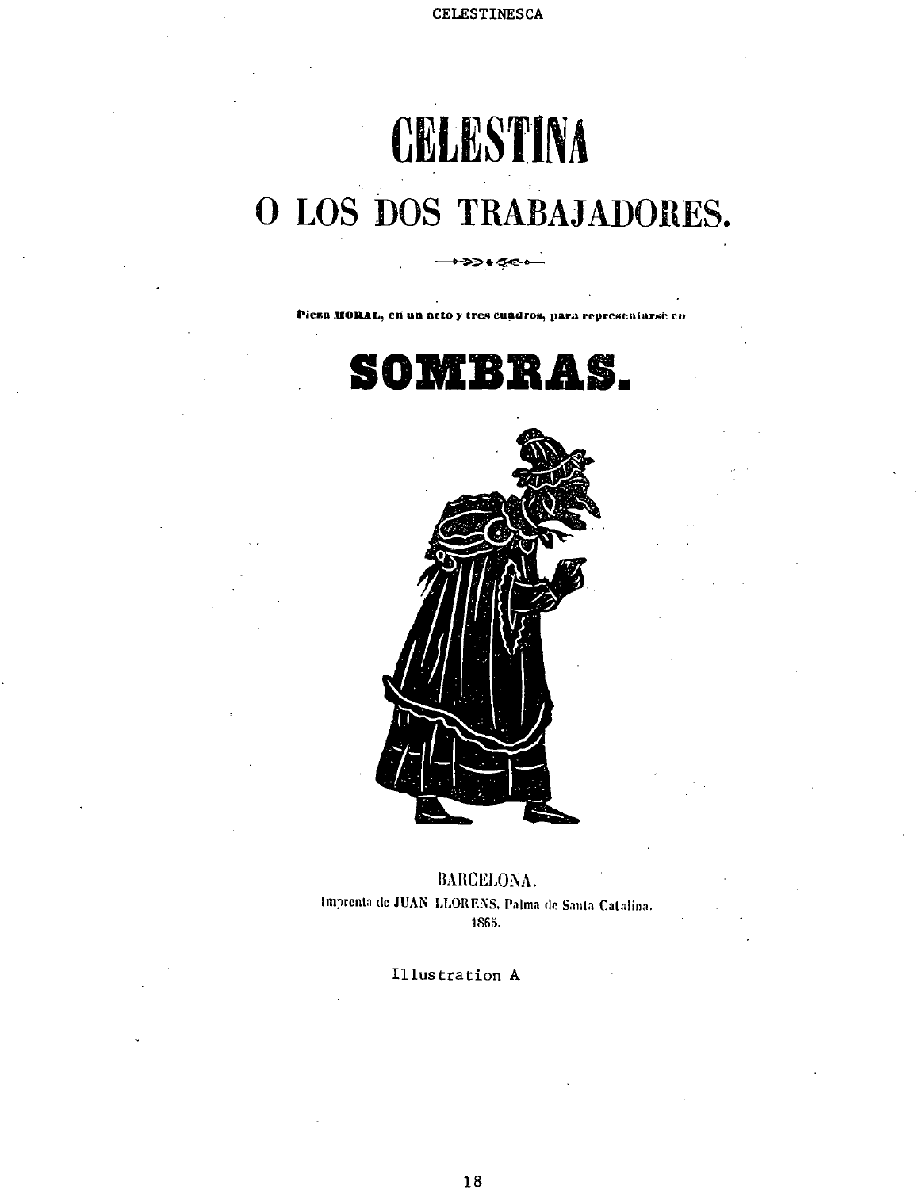# CELESTINA

## O LOS DOS TRABAJADORES.

Pieza **MORAL**, en un acto y tres cuadros, para representarse en

# SOMBRAS.

BARCELONA.
Imprenta de JUAN LLORENS, Palma de Santa Catalina.
1865.

Illustration A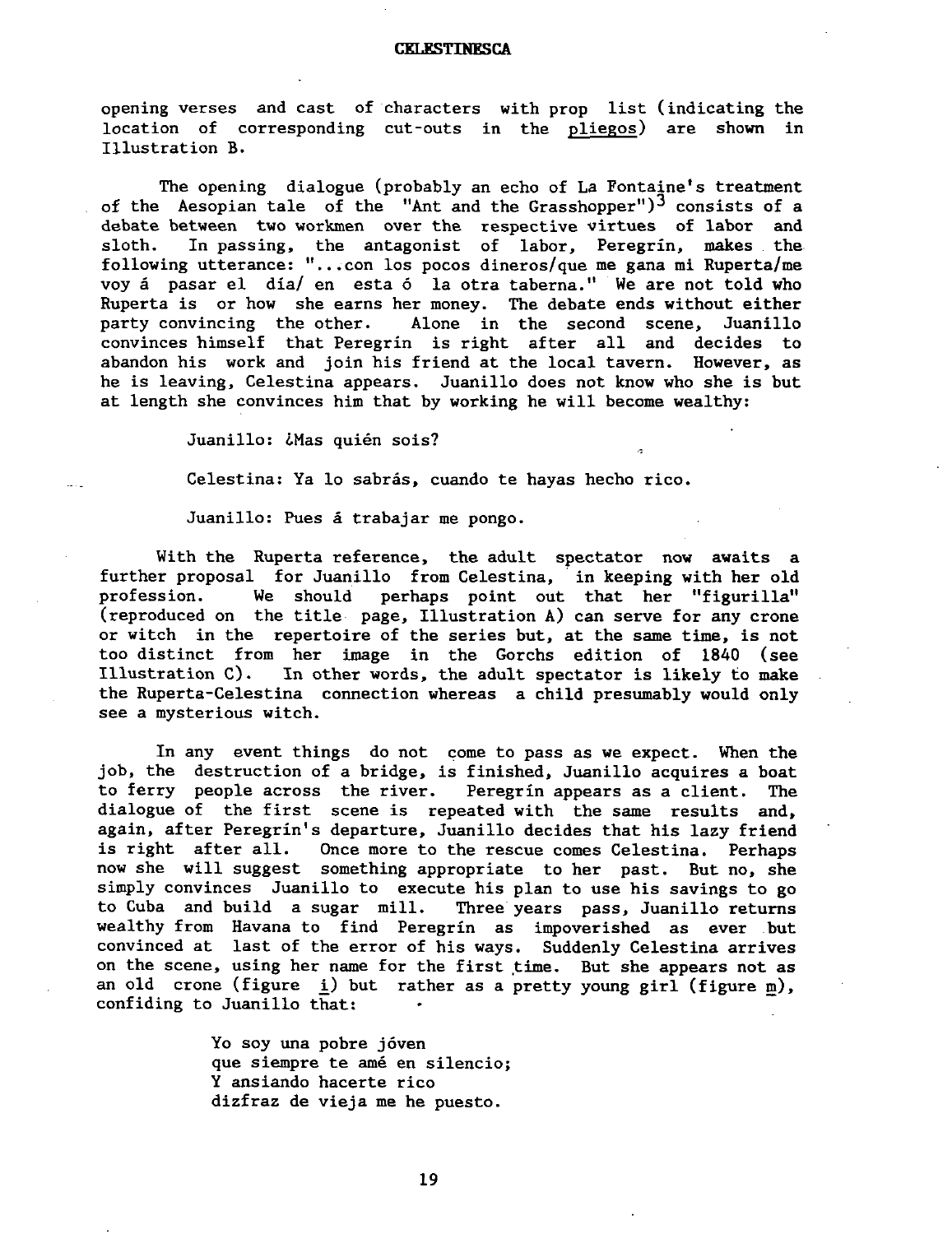opening verses and cast of characters with prop list (indicating the location of corresponding cut-outs in the pliegos) are shown in Illustration B.

The opening dialogue (probably an echo of La Fontaine's treatment of the Aesopian tale of the "Ant and the Grasshopper")[3] consists of a debate between two workmen over the respective virtues of labor and sloth. In passing, the antagonist of labor, Peregrín, makes the following utterance: "...con los pocos dineros/que me gana mi Ruperta/me voy á pasar el día/ en esta ó la otra taberna." We are not told who Ruperta is or how she earns her money. The debate ends without either party convincing the other. Alone in the second scene, Juanillo convinces himself that Peregrín is right after all and decides to abandon his work and join his friend at the local tavern. However, as he is leaving, Celestina appears. Juanillo does not know who she is but at length she convinces him that by working he will become wealthy:

> Juanillo: ¿Mas quién sois?
>
> Celestina: Ya lo sabrás, cuando te hayas hecho rico.
>
> Juanillo: Pues á trabajar me pongo.

With the Ruperta reference, the adult spectator now awaits a further proposal for Juanillo from Celestina, in keeping with her old profession. We should perhaps point out that her "figurilla" (reproduced on the title page, Illustration A) can serve for any crone or witch in the repertoire of the series but, at the same time, is not too distinct from her image in the Gorchs edition of 1840 (see Illustration C). In other words, the adult spectator is likely to make the Ruperta-Celestina connection whereas a child presumably would only see a mysterious witch.

In any event things do not come to pass as we expect. When the job, the destruction of a bridge, is finished, Juanillo acquires a boat to ferry people across the river. Peregrín appears as a client. The dialogue of the first scene is repeated with the same results and, again, after Peregrín's departure, Juanillo decides that his lazy friend is right after all. Once more to the rescue comes Celestina. Perhaps now she will suggest something appropriate to her past. But no, she simply convinces Juanillo to execute his plan to use his savings to go to Cuba and build a sugar mill. Three years pass, Juanillo returns wealthy from Havana to find Peregrín as impoverished as ever but convinced at last of the error of his ways. Suddenly Celestina arrives on the scene, using her name for the first time. But she appears not as an old crone (figure i) but rather as a pretty young girl (figure m), confiding to Juanillo that:

> Yo soy una pobre jóven
> que siempre te amé en silencio;
> Y ansiando hacerte rico
> dizfraz de vieja me he puesto.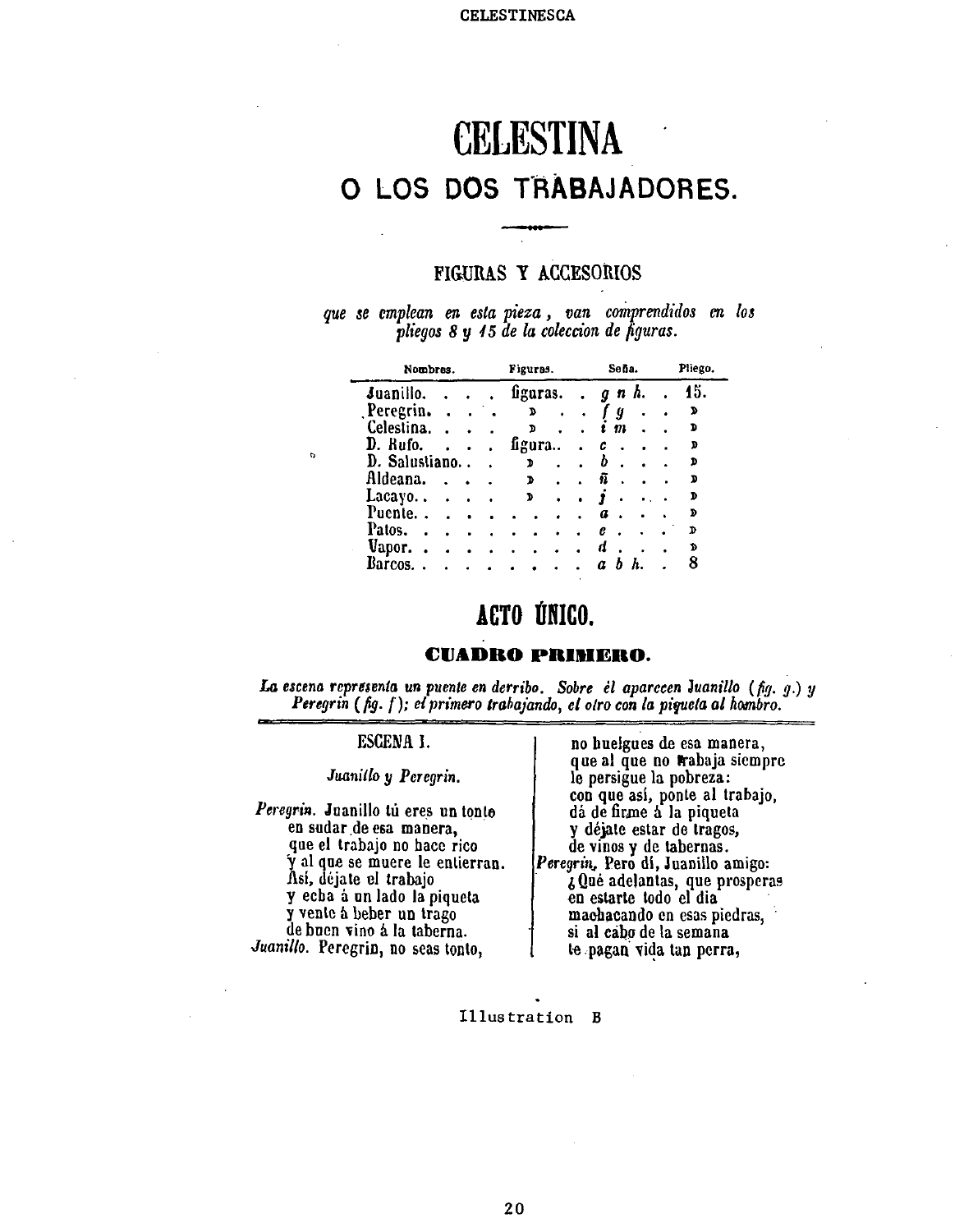# CELESTINA

## O LOS DOS TRABAJADORES.

### FIGURAS Y ACCESORIOS

*que se emplean en esta pieza, van comprendidos en los pliegos 8 y 15 de la coleccion de figuras.*

| Nombres. | Figuras. | Seña. | Pliego. |
|---|---|---|---|
| Juanillo. . . . | figuras. . | *g n h*. . | 15. |
| Peregrin. . . . | » . . | *f g* . . | » |
| Celestina. . . . | » . . | *i m* . . | » |
| D. Rufo. . . . | figura.. . | *c* . . . . | » |
| D. Salustiano. . . | » . . | *b* . . . . | » |
| Aldeana. . . . | » . . | *ñ* . . . . | » |
| Lacayo. . . . . | » . . | *j* . . . . | » |
| Puente. . . . . . . . . . | | *a* . . . . | » |
| Patos. . . . . . . . . . | | *e* . . . . | » |
| Vapor. . . . . . . . . . | | *d* . . . . | » |
| Barcos. . . . . . . . . | | *a b h*. . | 8 |

## ACTO ÚNICO.

### CUADRO PRIMERO.

*La escena representa un puente en derribo. Sobre él aparecen Juanillo (fig. g.) y Peregrin (fig. f); el primero trabajando, el otro con la piqueta al hombro.*

#### ESCENA I.

*Juanillo y Peregrin.*

*Peregrin.* Juanillo tú eres un tonto
en sudar de esa manera,
que el trabajo no hace rico
y al que se muere le entierran.
Así, déjate el trabajo
y echa á un lado la piqueta
y vente á beber un trago
de buen vino á la taberna.

*Juanillo.* Peregrin, no seas tonto,
no huelgues de esa manera,
que al que no trabaja siempre
le persigue la pobreza:
con que así, ponte al trabajo,
dá de firme á la piqueta
y déjate estar de tragos,
de vinos y de tabernas.

*Peregrin.* Pero dí, Juanillo amigo:
¿Qué adelantas, que prosperas
en estarte todo el dia
machacando en esas piedras,
si al cabo de la semana
te pagan vida tan perra,

Illustration B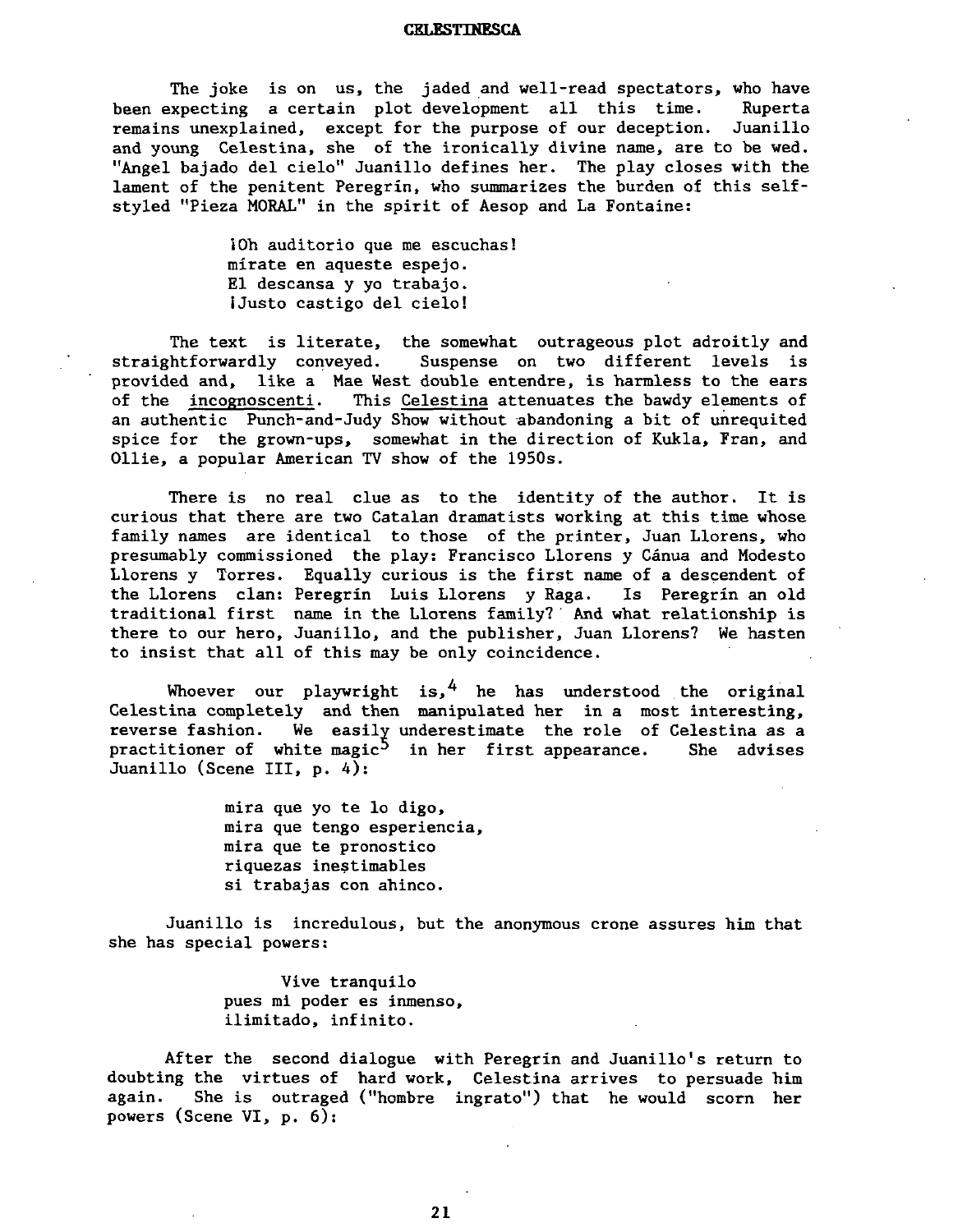The joke is on us, the jaded and well-read spectators, who have been expecting a certain plot development all this time. Ruperta remains unexplained, except for the purpose of our deception. Juanillo and young Celestina, she of the ironically divine name, are to be wed. "Angel bajado del cielo" Juanillo defines her. The play closes with the lament of the penitent Peregrín, who summarizes the burden of this self-styled "Pieza MORAL" in the spirit of Aesop and La Fontaine:

> ¡Oh auditorio que me escuchas!
> mírate en aqueste espejo.
> El descansa y yo trabajo.
> ¡Justo castigo del cielo!

The text is literate, the somewhat outrageous plot adroitly and straightforwardly conveyed. Suspense on two different levels is provided and, like a Mae West double entendre, is harmless to the ears of the incognoscenti. This *Celestina* attenuates the bawdy elements of an authentic Punch-and-Judy Show without abandoning a bit of unrequited spice for the grown-ups, somewhat in the direction of Kukla, Fran, and Ollie, a popular American TV show of the 1950s.

There is no real clue as to the identity of the author. It is curious that there are two Catalan dramatists working at this time whose family names are identical to those of the printer, Juan Llorens, who presumably commissioned the play: Francisco Llorens y Cánua and Modesto Llorens y Torres. Equally curious is the first name of a descendent of the Llorens clan: Peregrín Luis Llorens y Raga. Is Peregrín an old traditional first name in the Llorens family? And what relationship is there to our hero, Juanillo, and the publisher, Juan Llorens? We hasten to insist that all of this may be only coincidence.

Whoever our playwright is,[4] he has understood the original Celestina completely and then manipulated her in a most interesting, reverse fashion. We easily underestimate the role of Celestina as a practitioner of white magic[5] in her first appearance. She advises Juanillo (Scene III, p. 4):

> mira que yo te lo digo,
> mira que tengo esperiencia,
> mira que te pronostico
> riquezas inestimables
> si trabajas con ahinco.

Juanillo is incredulous, but the anonymous crone assures him that she has special powers:

> Vive tranquilo
> pues mi poder es inmenso,
> ilimitado, infinito.

After the second dialogue with Peregrín and Juanillo's return to doubting the virtues of hard work, Celestina arrives to persuade him again. She is outraged ("hombre ingrato") that he would scorn her powers (Scene VI, p. 6):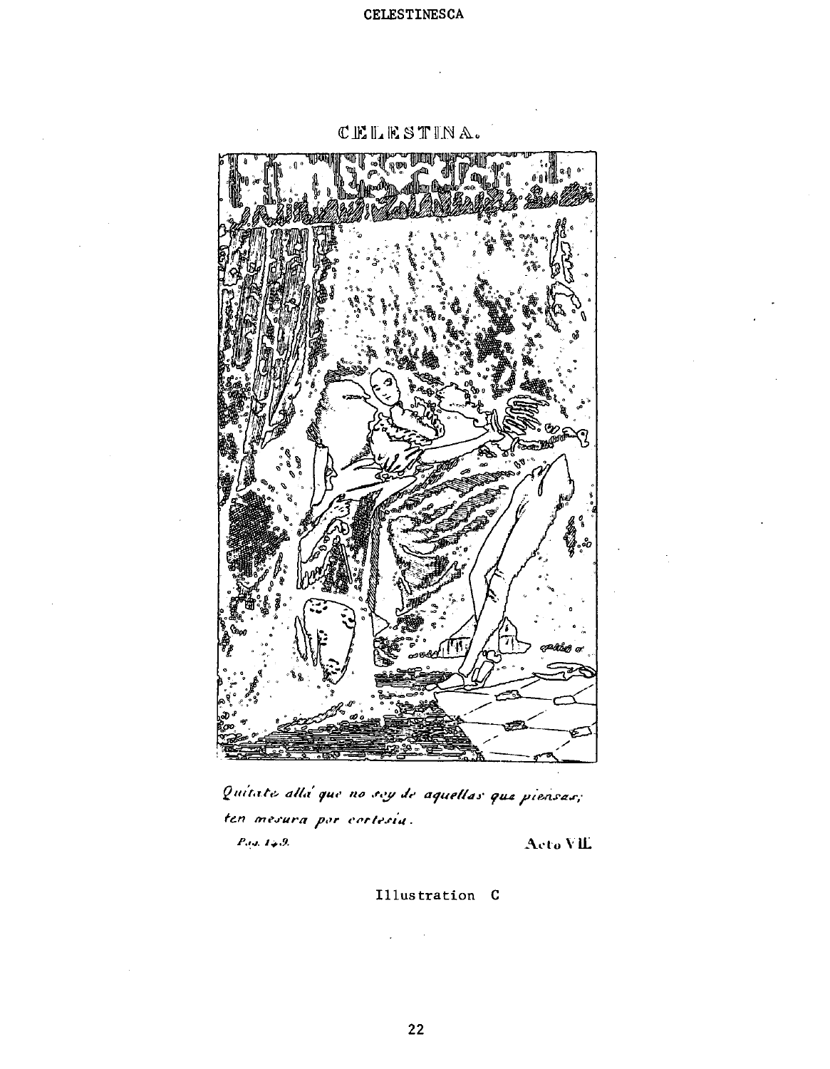CELESTINA.

*Quítate allá que no soy de aquellas que piensas; ten mesura por cortesía.*

Pag. 149. Acto VII.

Illustration C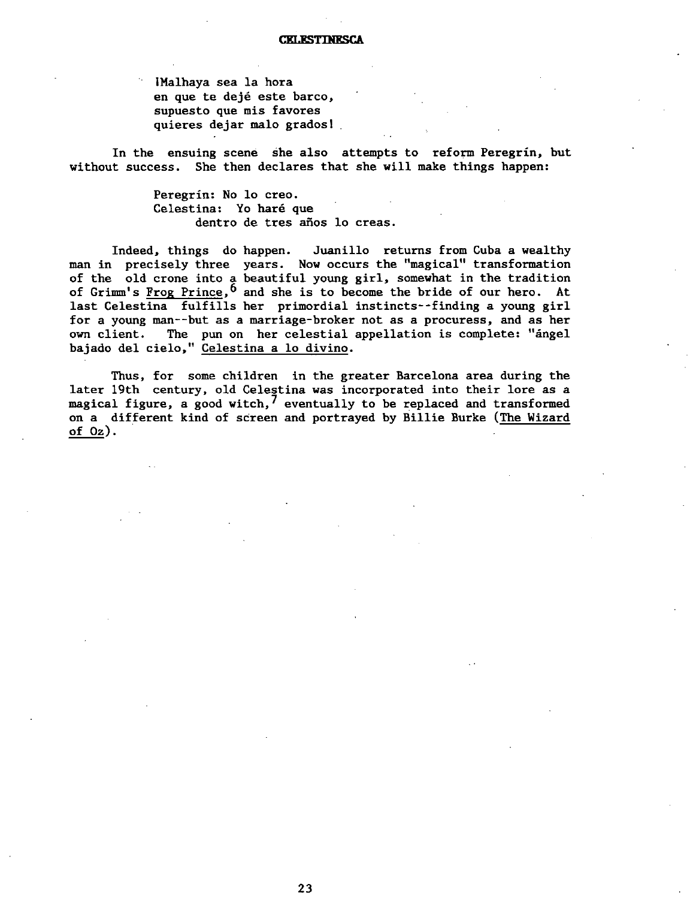¡Malhaya sea la hora  
en que te dejé este barco,  
supuesto que mis favores  
quieres dejar malo grados!

In the ensuing scene she also attempts to reform Peregrín, but without success. She then declares that she will make things happen:

Peregrín: No lo creo.  
Celestina: Yo haré que  
dentro de tres años lo creas.

Indeed, things do happen. Juanillo returns from Cuba a wealthy man in precisely three years. Now occurs the "magical" transformation of the old crone into a beautiful young girl, somewhat in the tradition of Grimm's Frog Prince,[6] and she is to become the bride of our hero. At last Celestina fulfills her primordial instincts--finding a young girl for a young man--but as a marriage-broker not as a procuress, and as her own client. The pun on her celestial appellation is complete: "ángel bajado del cielo," Celestina a lo divino.

Thus, for some children in the greater Barcelona area during the later 19th century, old Celestina was incorporated into their lore as a magical figure, a good witch,[7] eventually to be replaced and transformed on a different kind of screen and portrayed by Billie Burke (The Wizard of Oz).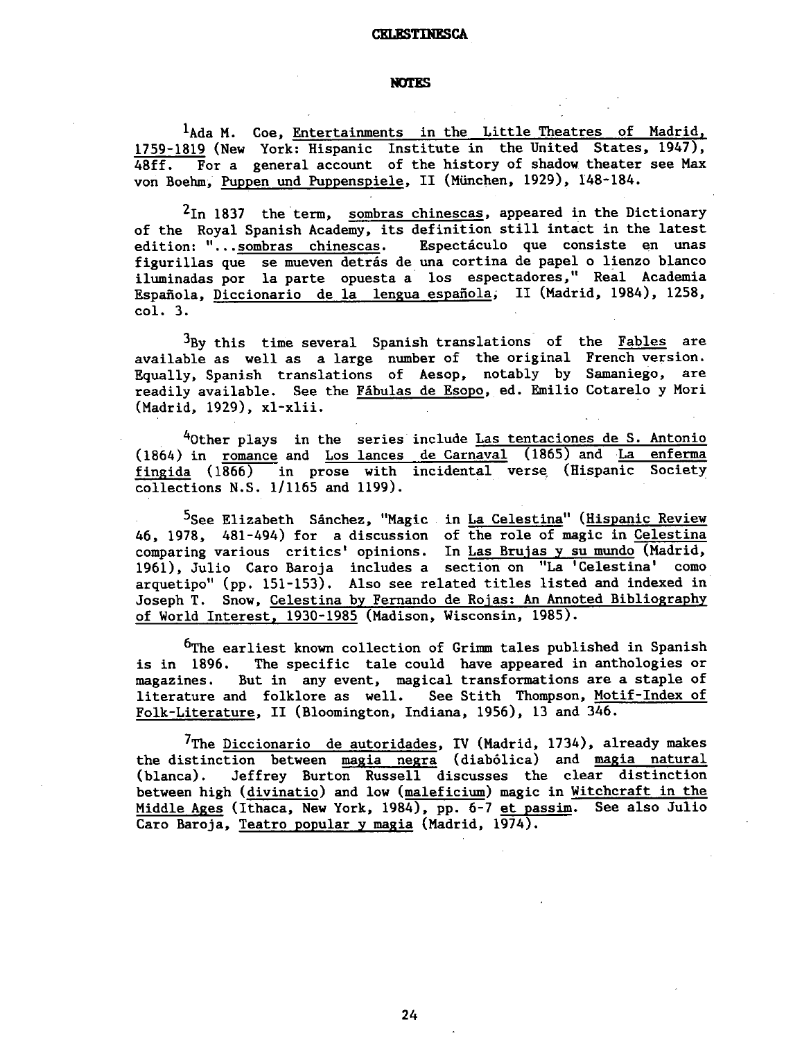## NOTES

[1]Ada M. Coe, Entertainments in the Little Theatres of Madrid, 1759-1819 (New York: Hispanic Institute in the United States, 1947), 48ff. For a general account of the history of shadow theater see Max von Boehm, Puppen und Puppenspiele, II (München, 1929), 148-184.

[2]In 1837 the term, sombras chinescas, appeared in the Dictionary of the Royal Spanish Academy, its definition still intact in the latest edition: "...sombras chinescas. Espectáculo que consiste en unas figurillas que se mueven detrás de una cortina de papel o lienzo blanco iluminadas por la parte opuesta a los espectadores," Real Academia Española, Diccionario de la lengua española, II (Madrid, 1984), 1258, col. 3.

[3]By this time several Spanish translations of the Fables are available as well as a large number of the original French version. Equally, Spanish translations of Aesop, notably by Samaniego, are readily available. See the Fábulas de Esopo, ed. Emilio Cotarelo y Mori (Madrid, 1929), xl-xlii.

[4]Other plays in the series include Las tentaciones de S. Antonio (1864) in romance and Los lances de Carnaval (1865) and La enferma fingida (1866) in prose with incidental verse (Hispanic Society collections N.S. 1/1165 and 1199).

[5]See Elizabeth Sánchez, "Magic in La Celestina" (Hispanic Review 46, 1978, 481-494) for a discussion of the role of magic in Celestina comparing various critics' opinions. In Las Brujas y su mundo (Madrid, 1961), Julio Caro Baroja includes a section on "La 'Celestina' como arquetipo" (pp. 151-153). Also see related titles listed and indexed in Joseph T. Snow, Celestina by Fernando de Rojas: An Annoted Bibliography of World Interest, 1930-1985 (Madison, Wisconsin, 1985).

[6]The earliest known collection of Grimm tales published in Spanish is in 1896. The specific tale could have appeared in anthologies or magazines. But in any event, magical transformations are a staple of literature and folklore as well. See Stith Thompson, Motif-Index of Folk-Literature, II (Bloomington, Indiana, 1956), 13 and 346.

[7]The Diccionario de autoridades, IV (Madrid, 1734), already makes the distinction between magia negra (diabólica) and magia natural (blanca). Jeffrey Burton Russell discusses the clear distinction between high (divinatio) and low (maleficium) magic in Witchcraft in the Middle Ages (Ithaca, New York, 1984), pp. 6-7 et passim. See also Julio Caro Baroja, Teatro popular y magia (Madrid, 1974).